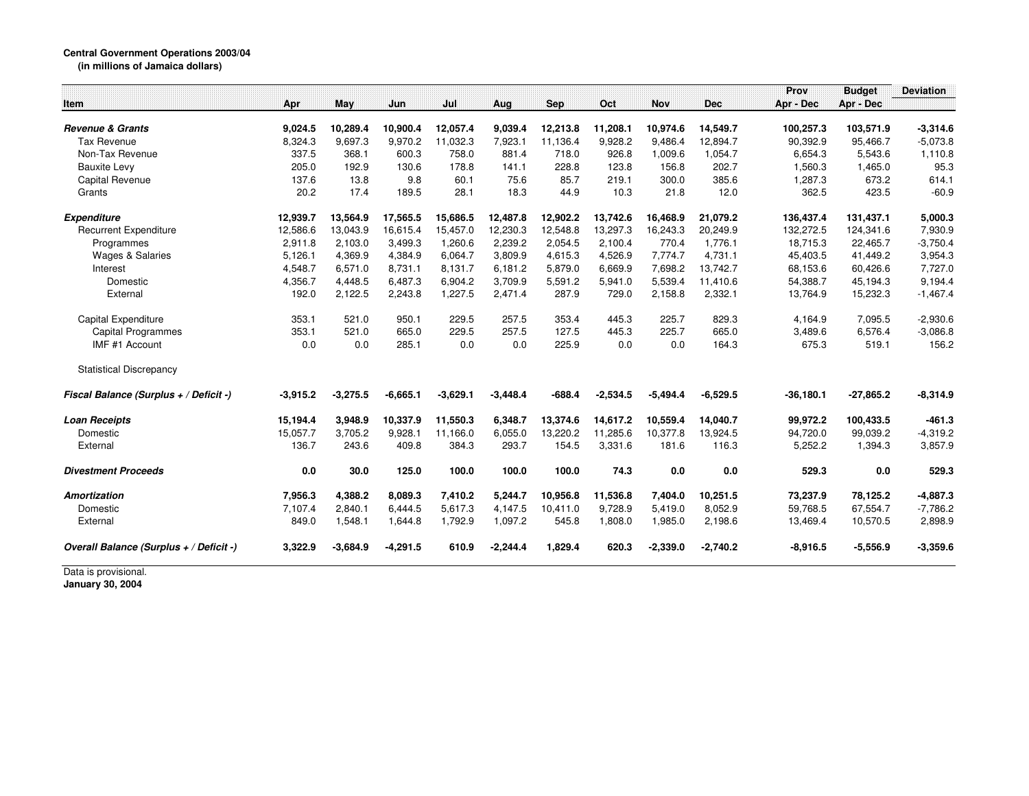**Central Government Operations 2003/04**
**(in millions of Jamaica dollars)**

| Item | Apr | May | Jun | Jul | Aug | Sep | Oct | Nov | Dec | Prov Apr - Dec | Budget Apr - Dec | Deviation |
|---|---|---|---|---|---|---|---|---|---|---|---|---|
| ***Revenue & Grants*** | **9,024.5** | **10,289.4** | **10,900.4** | **12,057.4** | **9,039.4** | **12,213.8** | **11,208.1** | **10,974.6** | **14,549.7** | **100,257.3** | **103,571.9** | **-3,314.6** |
| Tax Revenue | 8,324.3 | 9,697.3 | 9,970.2 | 11,032.3 | 7,923.1 | 11,136.4 | 9,928.2 | 9,486.4 | 12,894.7 | 90,392.9 | 95,466.7 | -5,073.8 |
| Non-Tax Revenue | 337.5 | 368.1 | 600.3 | 758.0 | 881.4 | 718.0 | 926.8 | 1,009.6 | 1,054.7 | 6,654.3 | 5,543.6 | 1,110.8 |
| Bauxite Levy | 205.0 | 192.9 | 130.6 | 178.8 | 141.1 | 228.8 | 123.8 | 156.8 | 202.7 | 1,560.3 | 1,465.0 | 95.3 |
| Capital Revenue | 137.6 | 13.8 | 9.8 | 60.1 | 75.6 | 85.7 | 219.1 | 300.0 | 385.6 | 1,287.3 | 673.2 | 614.1 |
| Grants | 20.2 | 17.4 | 189.5 | 28.1 | 18.3 | 44.9 | 10.3 | 21.8 | 12.0 | 362.5 | 423.5 | -60.9 |
| ***Expenditure*** | **12,939.7** | **13,564.9** | **17,565.5** | **15,686.5** | **12,487.8** | **12,902.2** | **13,742.6** | **16,468.9** | **21,079.2** | **136,437.4** | **131,437.1** | **5,000.3** |
| Recurrent Expenditure | 12,586.6 | 13,043.9 | 16,615.4 | 15,457.0 | 12,230.3 | 12,548.8 | 13,297.3 | 16,243.3 | 20,249.9 | 132,272.5 | 124,341.6 | 7,930.9 |
| Programmes | 2,911.8 | 2,103.0 | 3,499.3 | 1,260.6 | 2,239.2 | 2,054.5 | 2,100.4 | 770.4 | 1,776.1 | 18,715.3 | 22,465.7 | -3,750.4 |
| Wages & Salaries | 5,126.1 | 4,369.9 | 4,384.9 | 6,064.7 | 3,809.9 | 4,615.3 | 4,526.9 | 7,774.7 | 4,731.1 | 45,403.5 | 41,449.2 | 3,954.3 |
| Interest | 4,548.7 | 6,571.0 | 8,731.1 | 8,131.7 | 6,181.2 | 5,879.0 | 6,669.9 | 7,698.2 | 13,742.7 | 68,153.6 | 60,426.6 | 7,727.0 |
| Domestic | 4,356.7 | 4,448.5 | 6,487.3 | 6,904.2 | 3,709.9 | 5,591.2 | 5,941.0 | 5,539.4 | 11,410.6 | 54,388.7 | 45,194.3 | 9,194.4 |
| External | 192.0 | 2,122.5 | 2,243.8 | 1,227.5 | 2,471.4 | 287.9 | 729.0 | 2,158.8 | 2,332.1 | 13,764.9 | 15,232.3 | -1,467.4 |
| Capital Expenditure | 353.1 | 521.0 | 950.1 | 229.5 | 257.5 | 353.4 | 445.3 | 225.7 | 829.3 | 4,164.9 | 7,095.5 | -2,930.6 |
| Capital Programmes | 353.1 | 521.0 | 665.0 | 229.5 | 257.5 | 127.5 | 445.3 | 225.7 | 665.0 | 3,489.6 | 6,576.4 | -3,086.8 |
| IMF #1 Account | 0.0 | 0.0 | 285.1 | 0.0 | 0.0 | 225.9 | 0.0 | 0.0 | 164.3 | 675.3 | 519.1 | 156.2 |
| Statistical Discrepancy | | | | | | | | | | | | |
| ***Fiscal Balance (Surplus + / Deficit -)*** | **-3,915.2** | **-3,275.5** | **-6,665.1** | **-3,629.1** | **-3,448.4** | **-688.4** | **-2,534.5** | **-5,494.4** | **-6,529.5** | **-36,180.1** | **-27,865.2** | **-8,314.9** |
| ***Loan Receipts*** | **15,194.4** | **3,948.9** | **10,337.9** | **11,550.3** | **6,348.7** | **13,374.6** | **14,617.2** | **10,559.4** | **14,040.7** | **99,972.2** | **100,433.5** | **-461.3** |
| Domestic | 15,057.7 | 3,705.2 | 9,928.1 | 11,166.0 | 6,055.0 | 13,220.2 | 11,285.6 | 10,377.8 | 13,924.5 | 94,720.0 | 99,039.2 | -4,319.2 |
| External | 136.7 | 243.6 | 409.8 | 384.3 | 293.7 | 154.5 | 3,331.6 | 181.6 | 116.3 | 5,252.2 | 1,394.3 | 3,857.9 |
| ***Divestment Proceeds*** | **0.0** | **30.0** | **125.0** | **100.0** | **100.0** | **100.0** | **74.3** | **0.0** | **0.0** | **529.3** | **0.0** | **529.3** |
| ***Amortization*** | **7,956.3** | **4,388.2** | **8,089.3** | **7,410.2** | **5,244.7** | **10,956.8** | **11,536.8** | **7,404.0** | **10,251.5** | **73,237.9** | **78,125.2** | **-4,887.3** |
| Domestic | 7,107.4 | 2,840.1 | 6,444.5 | 5,617.3 | 4,147.5 | 10,411.0 | 9,728.9 | 5,419.0 | 8,052.9 | 59,768.5 | 67,554.7 | -7,786.2 |
| External | 849.0 | 1,548.1 | 1,644.8 | 1,792.9 | 1,097.2 | 545.8 | 1,808.0 | 1,985.0 | 2,198.6 | 13,469.4 | 10,570.5 | 2,898.9 |
| ***Overall Balance (Surplus + / Deficit -)*** | **3,322.9** | **-3,684.9** | **-4,291.5** | **610.9** | **-2,244.4** | **1,829.4** | **620.3** | **-2,339.0** | **-2,740.2** | **-8,916.5** | **-5,556.9** | **-3,359.6** |

Data is provisional.
**January 30, 2004**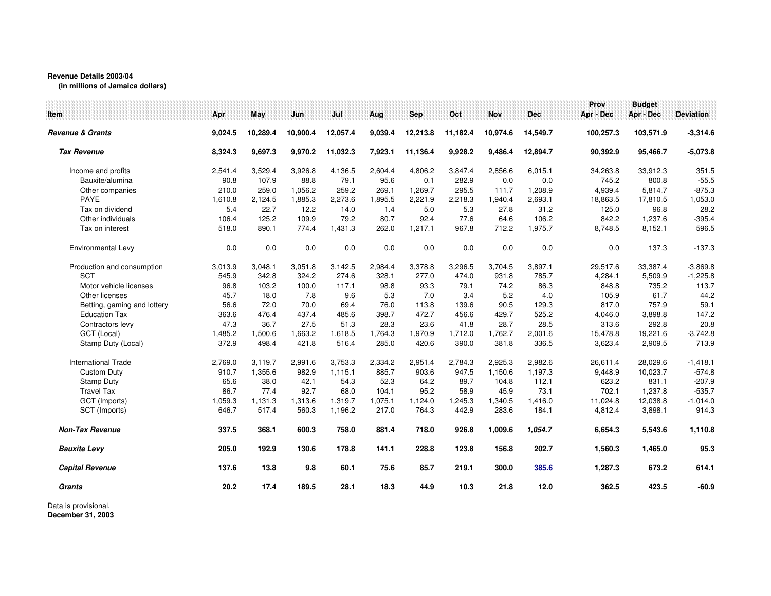**Revenue Details 2003/04**
**(in millions of Jamaica dollars)**

| Item | Apr | May | Jun | Jul | Aug | Sep | Oct | Nov | Dec | Prov Apr - Dec | Budget Apr - Dec | Deviation |
|---|---|---|---|---|---|---|---|---|---|---|---|---|
| ***Revenue & Grants*** | **9,024.5** | **10,289.4** | **10,900.4** | **12,057.4** | **9,039.4** | **12,213.8** | **11,182.4** | **10,974.6** | **14,549.7** | **100,257.3** | **103,571.9** | **-3,314.6** |
| ***Tax Revenue*** | **8,324.3** | **9,697.3** | **9,970.2** | **11,032.3** | **7,923.1** | **11,136.4** | **9,928.2** | **9,486.4** | **12,894.7** | **90,392.9** | **95,466.7** | **-5,073.8** |
| Income and profits | 2,541.4 | 3,529.4 | 3,926.8 | 4,136.5 | 2,604.4 | 4,806.2 | 3,847.4 | 2,856.6 | 6,015.1 | 34,263.8 | 33,912.3 | 351.5 |
| Bauxite/alumina | 90.8 | 107.9 | 88.8 | 79.1 | 95.6 | 0.1 | 282.9 | 0.0 | 0.0 | 745.2 | 800.8 | -55.5 |
| Other companies | 210.0 | 259.0 | 1,056.2 | 259.2 | 269.1 | 1,269.7 | 295.5 | 111.7 | 1,208.9 | 4,939.4 | 5,814.7 | -875.3 |
| PAYE | 1,610.8 | 2,124.5 | 1,885.3 | 2,273.6 | 1,895.5 | 2,221.9 | 2,218.3 | 1,940.4 | 2,693.1 | 18,863.5 | 17,810.5 | 1,053.0 |
| Tax on dividend | 5.4 | 22.7 | 12.2 | 14.0 | 1.4 | 5.0 | 5.3 | 27.8 | 31.2 | 125.0 | 96.8 | 28.2 |
| Other individuals | 106.4 | 125.2 | 109.9 | 79.2 | 80.7 | 92.4 | 77.6 | 64.6 | 106.2 | 842.2 | 1,237.6 | -395.4 |
| Tax on interest | 518.0 | 890.1 | 774.4 | 1,431.3 | 262.0 | 1,217.1 | 967.8 | 712.2 | 1,975.7 | 8,748.5 | 8,152.1 | 596.5 |
| Environmental Levy | 0.0 | 0.0 | 0.0 | 0.0 | 0.0 | 0.0 | 0.0 | 0.0 | 0.0 | 0.0 | 137.3 | -137.3 |
| Production and consumption | 3,013.9 | 3,048.1 | 3,051.8 | 3,142.5 | 2,984.4 | 3,378.8 | 3,296.5 | 3,704.5 | 3,897.1 | 29,517.6 | 33,387.4 | -3,869.8 |
| SCT | 545.9 | 342.8 | 324.2 | 274.6 | 328.1 | 277.0 | 474.0 | 931.8 | 785.7 | 4,284.1 | 5,509.9 | -1,225.8 |
| Motor vehicle licenses | 96.8 | 103.2 | 100.0 | 117.1 | 98.8 | 93.3 | 79.1 | 74.2 | 86.3 | 848.8 | 735.2 | 113.7 |
| Other licenses | 45.7 | 18.0 | 7.8 | 9.6 | 5.3 | 7.0 | 3.4 | 5.2 | 4.0 | 105.9 | 61.7 | 44.2 |
| Betting, gaming and lottery | 56.6 | 72.0 | 70.0 | 69.4 | 76.0 | 113.8 | 139.6 | 90.5 | 129.3 | 817.0 | 757.9 | 59.1 |
| Education Tax | 363.6 | 476.4 | 437.4 | 485.6 | 398.7 | 472.7 | 456.6 | 429.7 | 525.2 | 4,046.0 | 3,898.8 | 147.2 |
| Contractors levy | 47.3 | 36.7 | 27.5 | 51.3 | 28.3 | 23.6 | 41.8 | 28.7 | 28.5 | 313.6 | 292.8 | 20.8 |
| GCT (Local) | 1,485.2 | 1,500.6 | 1,663.2 | 1,618.5 | 1,764.3 | 1,970.9 | 1,712.0 | 1,762.7 | 2,001.6 | 15,478.8 | 19,221.6 | -3,742.8 |
| Stamp Duty (Local) | 372.9 | 498.4 | 421.8 | 516.4 | 285.0 | 420.6 | 390.0 | 381.8 | 336.5 | 3,623.4 | 2,909.5 | 713.9 |
| International Trade | 2,769.0 | 3,119.7 | 2,991.6 | 3,753.3 | 2,334.2 | 2,951.4 | 2,784.3 | 2,925.3 | 2,982.6 | 26,611.4 | 28,029.6 | -1,418.1 |
| Custom Duty | 910.7 | 1,355.6 | 982.9 | 1,115.1 | 885.7 | 903.6 | 947.5 | 1,150.6 | 1,197.3 | 9,448.9 | 10,023.7 | -574.8 |
| Stamp Duty | 65.6 | 38.0 | 42.1 | 54.3 | 52.3 | 64.2 | 89.7 | 104.8 | 112.1 | 623.2 | 831.1 | -207.9 |
| Travel Tax | 86.7 | 77.4 | 92.7 | 68.0 | 104.1 | 95.2 | 58.9 | 45.9 | 73.1 | 702.1 | 1,237.8 | -535.7 |
| GCT (Imports) | 1,059.3 | 1,131.3 | 1,313.6 | 1,319.7 | 1,075.1 | 1,124.0 | 1,245.3 | 1,340.5 | 1,416.0 | 11,024.8 | 12,038.8 | -1,014.0 |
| SCT (Imports) | 646.7 | 517.4 | 560.3 | 1,196.2 | 217.0 | 764.3 | 442.9 | 283.6 | 184.1 | 4,812.4 | 3,898.1 | 914.3 |
| ***Non-Tax Revenue*** | **337.5** | **368.1** | **600.3** | **758.0** | **881.4** | **718.0** | **926.8** | **1,009.6** | ***1,054.7*** | **6,654.3** | **5,543.6** | **1,110.8** |
| ***Bauxite Levy*** | **205.0** | **192.9** | **130.6** | **178.8** | **141.1** | **228.8** | **123.8** | **156.8** | **202.7** | **1,560.3** | **1,465.0** | **95.3** |
| ***Capital Revenue*** | **137.6** | **13.8** | **9.8** | **60.1** | **75.6** | **85.7** | **219.1** | **300.0** | **385.6** | **1,287.3** | **673.2** | **614.1** |
| ***Grants*** | **20.2** | **17.4** | **189.5** | **28.1** | **18.3** | **44.9** | **10.3** | **21.8** | **12.0** | **362.5** | **423.5** | **-60.9** |

Data is provisional.
**December 31, 2003**